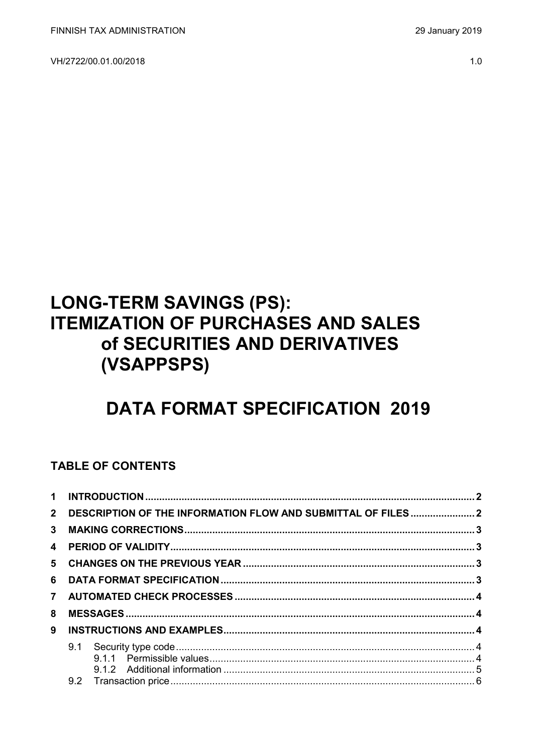FINNISH TAX ADMINISTRATION 29 January 2019

VH/2722/00.01.00/2018 1.0

# LONG-TERM SAVINGS (PS): ITEMIZATION OF PURCHASES AND SALES of SECURITIES AND DERIVATIVES (VSAPPSPS)

# DATA FORMAT SPECIFICATION 2019

## TABLE OF CONTENTS

1 INTRODUCTION ..... 2
2 DESCRIPTION OF THE INFORMATION FLOW AND SUBMITTAL OF FILES ..... 2
3 MAKING CORRECTIONS ..... 3
4 PERIOD OF VALIDITY ..... 3
5 CHANGES ON THE PREVIOUS YEAR ..... 3
6 DATA FORMAT SPECIFICATION ..... 3
7 AUTOMATED CHECK PROCESSES ..... 4
8 MESSAGES ..... 4
9 INSTRUCTIONS AND EXAMPLES ..... 4
- 9.1 Security type code ..... 4
  - 9.1.1 Permissible values ..... 4
  - 9.1.2 Additional information ..... 5
- 9.2 Transaction price ..... 6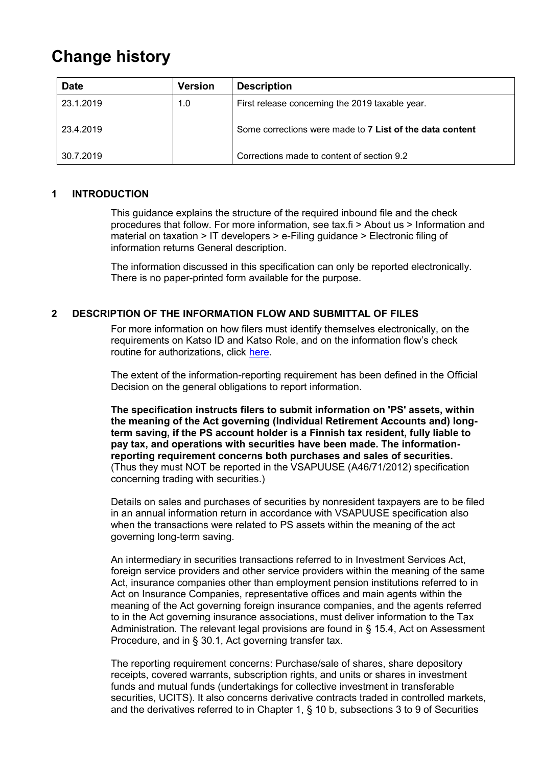# Change history

| Date | Version | Description |
| --- | --- | --- |
| 23.1.2019 | 1.0 | First release concerning the 2019 taxable year. |
| 23.4.2019 | | Some corrections were made to **7 List of the data content** |
| 30.7.2019 | | Corrections made to content of section 9.2 |

## 1 INTRODUCTION

This guidance explains the structure of the required inbound file and the check procedures that follow. For more information, see tax.fi > About us > Information and material on taxation > IT developers > e-Filing guidance > Electronic filing of information returns General description.

The information discussed in this specification can only be reported electronically. There is no paper-printed form available for the purpose.

## 2 DESCRIPTION OF THE INFORMATION FLOW AND SUBMITTAL OF FILES

For more information on how filers must identify themselves electronically, on the requirements on Katso ID and Katso Role, and on the information flow's check routine for authorizations, click [here](here).

The extent of the information-reporting requirement has been defined in the Official Decision on the general obligations to report information.

**The specification instructs filers to submit information on 'PS' assets, within the meaning of the Act governing (Individual Retirement Accounts and) long-term saving, if the PS account holder is a Finnish tax resident, fully liable to pay tax, and operations with securities have been made. The information-reporting requirement concerns both purchases and sales of securities.** (Thus they must NOT be reported in the VSAPUUSE (A46/71/2012) specification concerning trading with securities.)

Details on sales and purchases of securities by nonresident taxpayers are to be filed in an annual information return in accordance with VSAPUUSE specification also when the transactions were related to PS assets within the meaning of the act governing long-term saving.

An intermediary in securities transactions referred to in Investment Services Act, foreign service providers and other service providers within the meaning of the same Act, insurance companies other than employment pension institutions referred to in Act on Insurance Companies, representative offices and main agents within the meaning of the Act governing foreign insurance companies, and the agents referred to in the Act governing insurance associations, must deliver information to the Tax Administration. The relevant legal provisions are found in § 15.4, Act on Assessment Procedure, and in § 30.1, Act governing transfer tax.

The reporting requirement concerns: Purchase/sale of shares, share depository receipts, covered warrants, subscription rights, and units or shares in investment funds and mutual funds (undertakings for collective investment in transferable securities, UCITS). It also concerns derivative contracts traded in controlled markets, and the derivatives referred to in Chapter 1, § 10 b, subsections 3 to 9 of Securities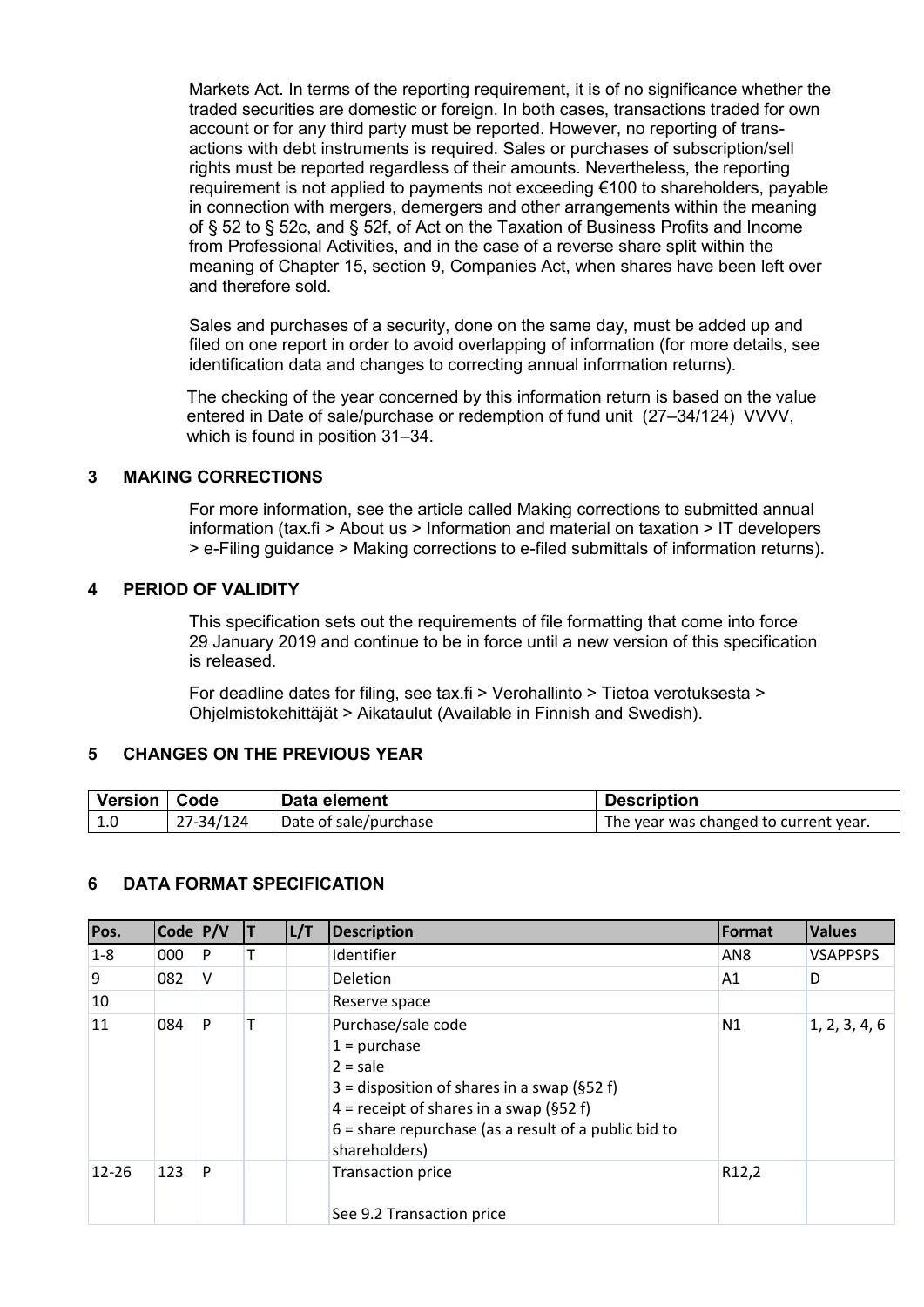Markets Act. In terms of the reporting requirement, it is of no significance whether the traded securities are domestic or foreign. In both cases, transactions traded for own account or for any third party must be reported. However, no reporting of transactions with debt instruments is required. Sales or purchases of subscription/sell rights must be reported regardless of their amounts. Nevertheless, the reporting requirement is not applied to payments not exceeding €100 to shareholders, payable in connection with mergers, demergers and other arrangements within the meaning of § 52 to § 52c, and § 52f, of Act on the Taxation of Business Profits and Income from Professional Activities, and in the case of a reverse share split within the meaning of Chapter 15, section 9, Companies Act, when shares have been left over and therefore sold.

Sales and purchases of a security, done on the same day, must be added up and filed on one report in order to avoid overlapping of information (for more details, see identification data and changes to correcting annual information returns).

The checking of the year concerned by this information return is based on the value entered in Date of sale/purchase or redemption of fund unit (27–34/124) VVVV, which is found in position 31–34.

## 3 MAKING CORRECTIONS

For more information, see the article called Making corrections to submitted annual information (tax.fi > About us > Information and material on taxation > IT developers > e-Filing guidance > Making corrections to e-filed submittals of information returns).

## 4 PERIOD OF VALIDITY

This specification sets out the requirements of file formatting that come into force 29 January 2019 and continue to be in force until a new version of this specification is released.

For deadline dates for filing, see tax.fi > Verohallinto > Tietoa verotuksesta > Ohjelmistokehittäjät > Aikataulut (Available in Finnish and Swedish).

## 5 CHANGES ON THE PREVIOUS YEAR

| Version | Code | Data element | Description |
|---|---|---|---|
| 1.0 | 27-34/124 | Date of sale/purchase | The year was changed to current year. |

## 6 DATA FORMAT SPECIFICATION

| Pos. | Code | P/V | T | L/T | Description | Format | Values |
|---|---|---|---|---|---|---|---|
| 1-8 | 000 | P | T | | Identifier | AN8 | VSAPPSPS |
| 9 | 082 | V | | | Deletion | A1 | D |
| 10 | | | | | Reserve space | | |
| 11 | 084 | P | T | | Purchase/sale code<br>1 = purchase<br>2 = sale<br>3 = disposition of shares in a swap (§52 f)<br>4 = receipt of shares in a swap (§52 f)<br>6 = share repurchase (as a result of a public bid to shareholders) | N1 | 1, 2, 3, 4, 6 |
| 12-26 | 123 | P | | | Transaction price<br><br>See 9.2 Transaction price | R12,2 | |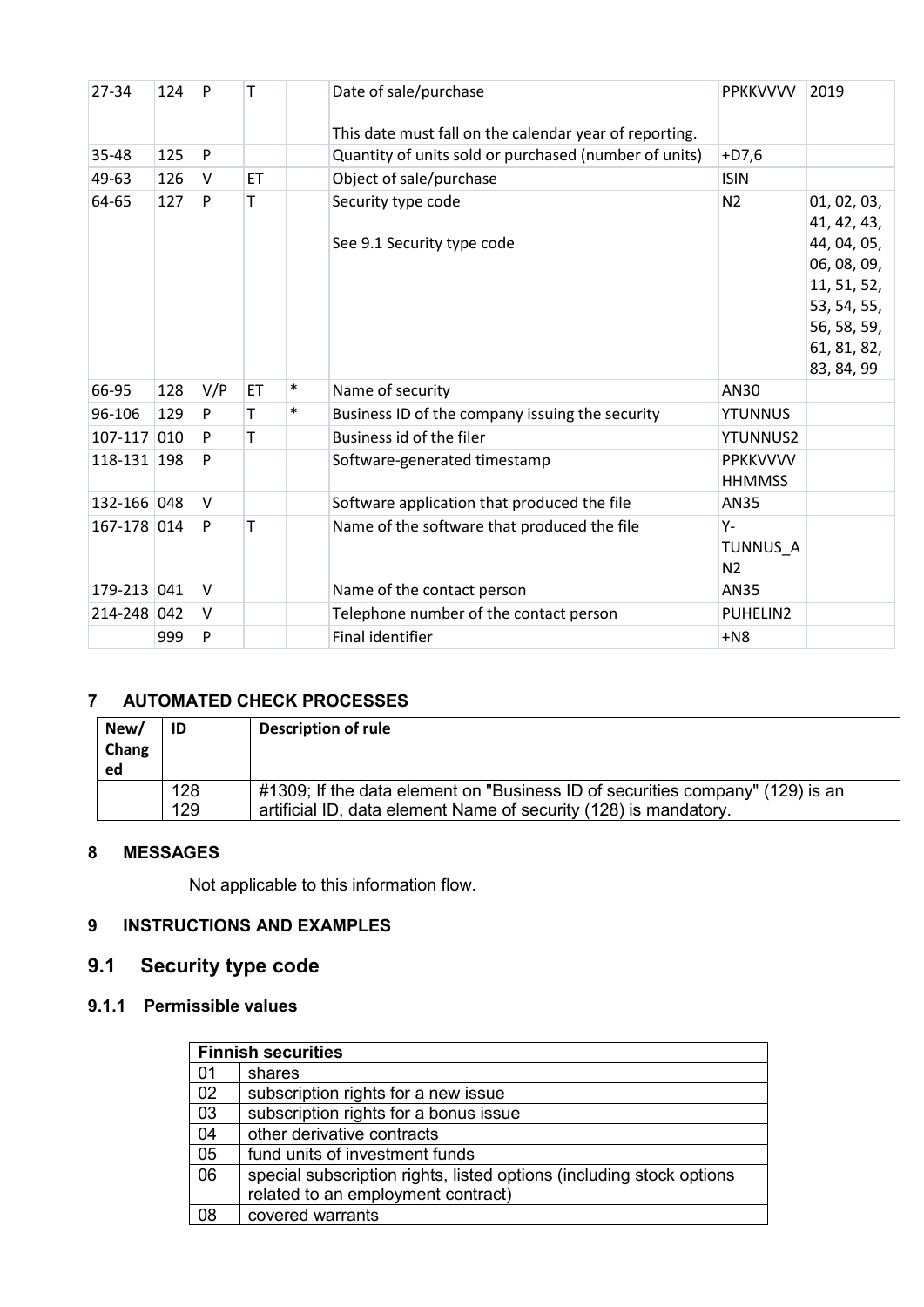| | | | | | | | |
|---|---|---|---|---|---|---|---|
| 27-34 | 124 | P | T | | Date of sale/purchase<br><br>This date must fall on the calendar year of reporting. | PPKKVVVV | 2019 |
| 35-48 | 125 | P | | | Quantity of units sold or purchased (number of units) | +D7,6 | |
| 49-63 | 126 | V | ET | | Object of sale/purchase | ISIN | |
| 64-65 | 127 | P | T | | Security type code<br><br>See 9.1 Security type code | N2 | 01, 02, 03, 41, 42, 43, 44, 04, 05, 06, 08, 09, 11, 51, 52, 53, 54, 55, 56, 58, 59, 61, 81, 82, 83, 84, 99 |
| 66-95 | 128 | V/P | ET | * | Name of security | AN30 | |
| 96-106 | 129 | P | T | * | Business ID of the company issuing the security | YTUNNUS | |
| 107-117 | 010 | P | T | | Business id of the filer | YTUNNUS2 | |
| 118-131 | 198 | P | | | Software-generated timestamp | PPKKVVVV HHMMSS | |
| 132-166 | 048 | V | | | Software application that produced the file | AN35 | |
| 167-178 | 014 | P | T | | Name of the software that produced the file | Y-TUNNUS_AN2 | |
| 179-213 | 041 | V | | | Name of the contact person | AN35 | |
| 214-248 | 042 | V | | | Telephone number of the contact person | PUHELIN2 | |
| | 999 | P | | | Final identifier | +N8 | |

## 7 AUTOMATED CHECK PROCESSES

| New/ Changed | ID | Description of rule |
|---|---|---|
| | 128<br>129 | #1309; If the data element on "Business ID of securities company" (129) is an artificial ID, data element Name of security (128) is mandatory. |

## 8 MESSAGES

Not applicable to this information flow.

## 9 INSTRUCTIONS AND EXAMPLES

## 9.1 Security type code

### 9.1.1 Permissible values

| Finnish securities | |
|---|---|
| 01 | shares |
| 02 | subscription rights for a new issue |
| 03 | subscription rights for a bonus issue |
| 04 | other derivative contracts |
| 05 | fund units of investment funds |
| 06 | special subscription rights, listed options (including stock options related to an employment contract) |
| 08 | covered warrants |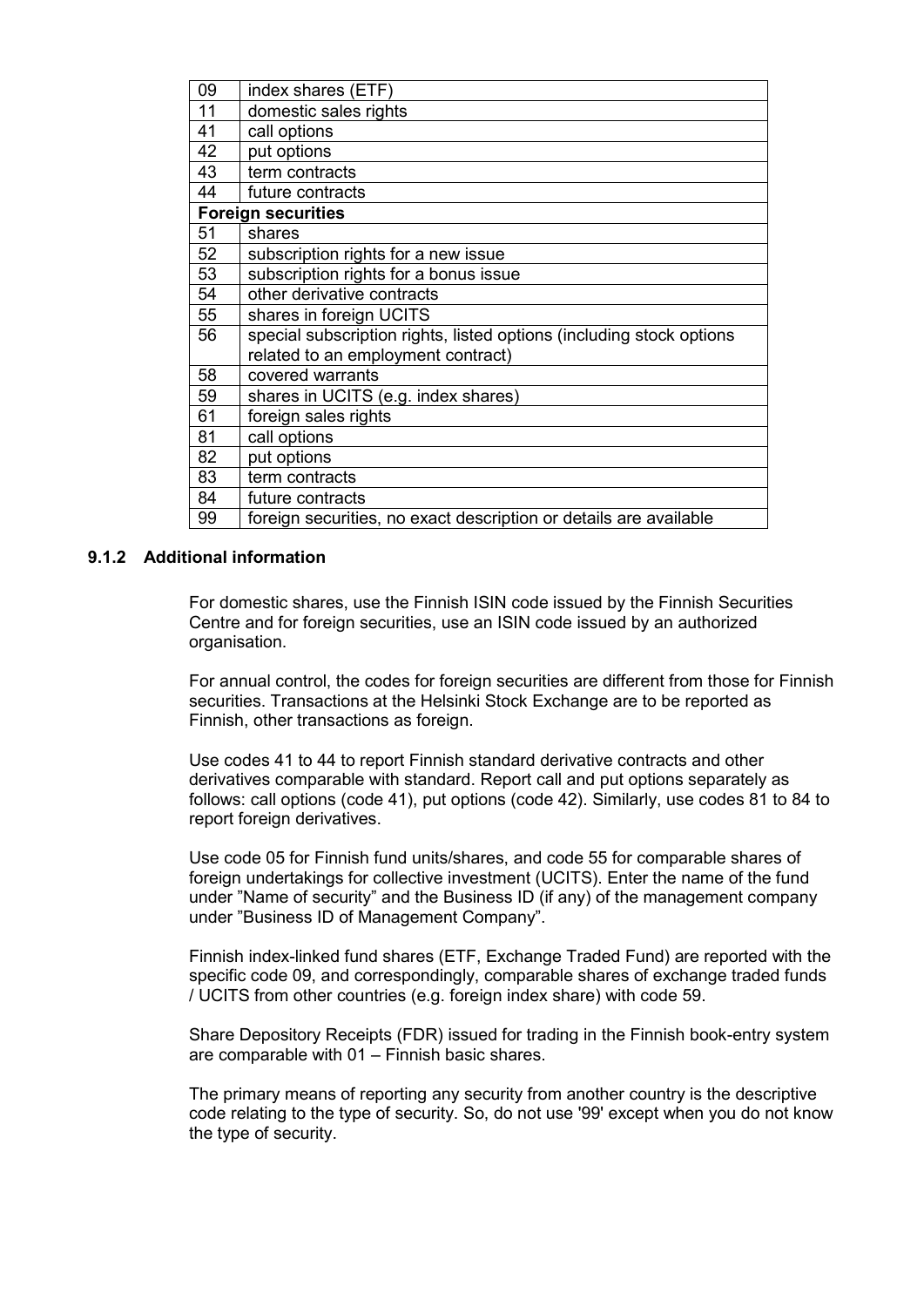| | |
|---|---|
| 09 | index shares (ETF) |
| 11 | domestic sales rights |
| 41 | call options |
| 42 | put options |
| 43 | term contracts |
| 44 | future contracts |
| **Foreign securities** | |
| 51 | shares |
| 52 | subscription rights for a new issue |
| 53 | subscription rights for a bonus issue |
| 54 | other derivative contracts |
| 55 | shares in foreign UCITS |
| 56 | special subscription rights, listed options (including stock options related to an employment contract) |
| 58 | covered warrants |
| 59 | shares in UCITS (e.g. index shares) |
| 61 | foreign sales rights |
| 81 | call options |
| 82 | put options |
| 83 | term contracts |
| 84 | future contracts |
| 99 | foreign securities, no exact description or details are available |

### 9.1.2 Additional information

For domestic shares, use the Finnish ISIN code issued by the Finnish Securities Centre and for foreign securities, use an ISIN code issued by an authorized organisation.

For annual control, the codes for foreign securities are different from those for Finnish securities. Transactions at the Helsinki Stock Exchange are to be reported as Finnish, other transactions as foreign.

Use codes 41 to 44 to report Finnish standard derivative contracts and other derivatives comparable with standard. Report call and put options separately as follows: call options (code 41), put options (code 42). Similarly, use codes 81 to 84 to report foreign derivatives.

Use code 05 for Finnish fund units/shares, and code 55 for comparable shares of foreign undertakings for collective investment (UCITS). Enter the name of the fund under "Name of security" and the Business ID (if any) of the management company under "Business ID of Management Company".

Finnish index-linked fund shares (ETF, Exchange Traded Fund) are reported with the specific code 09, and correspondingly, comparable shares of exchange traded funds / UCITS from other countries (e.g. foreign index share) with code 59.

Share Depository Receipts (FDR) issued for trading in the Finnish book-entry system are comparable with 01 – Finnish basic shares.

The primary means of reporting any security from another country is the descriptive code relating to the type of security. So, do not use '99' except when you do not know the type of security.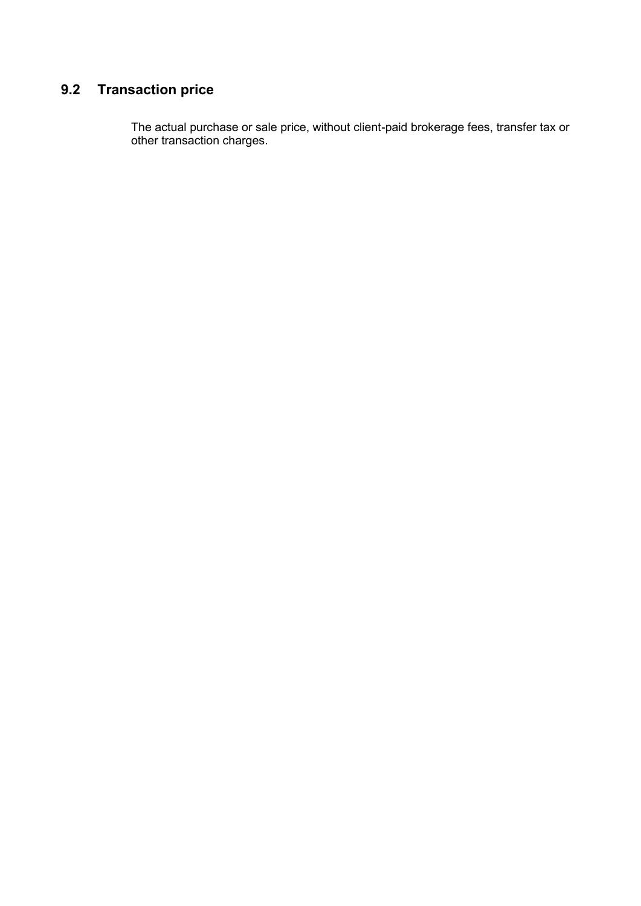## 9.2 Transaction price

The actual purchase or sale price, without client-paid brokerage fees, transfer tax or other transaction charges.